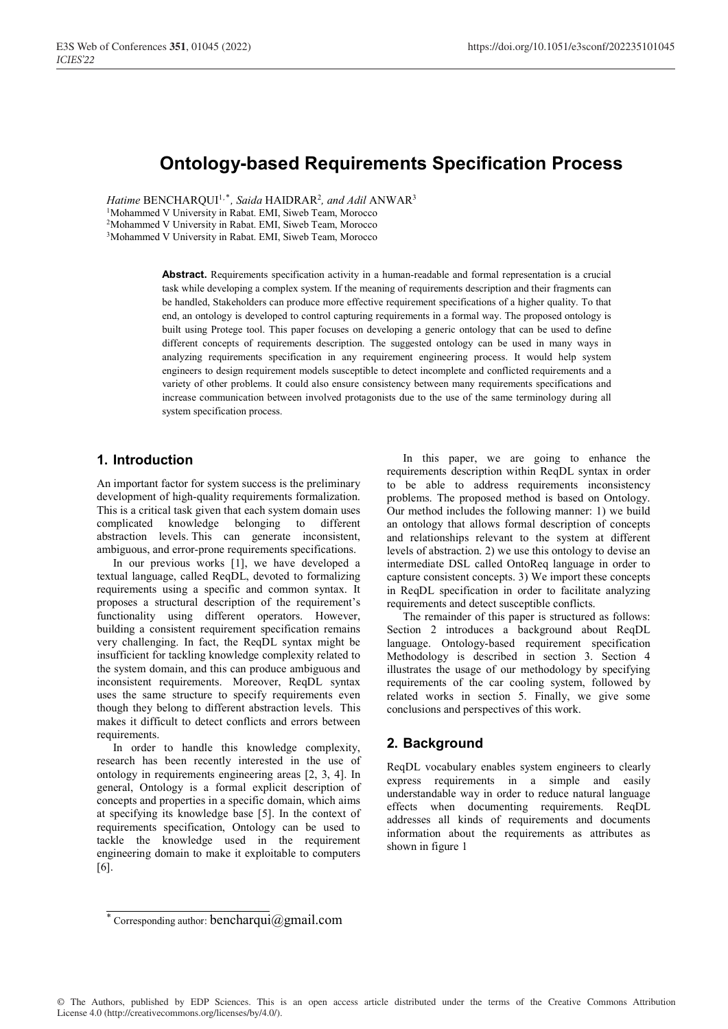# Ontology-based Requirements Specification Process

*Hatime* BENCHARQUI[1,*], *Saida* HAIDRAR[2], *and Adil* ANWAR[3]

[1]Mohammed V University in Rabat. EMI, Siweb Team, Morocco
[2]Mohammed V University in Rabat. EMI, Siweb Team, Morocco
[3]Mohammed V University in Rabat. EMI, Siweb Team, Morocco

**Abstract.** Requirements specification activity in a human-readable and formal representation is a crucial task while developing a complex system. If the meaning of requirements description and their fragments can be handled, Stakeholders can produce more effective requirement specifications of a higher quality. To that end, an ontology is developed to control capturing requirements in a formal way. The proposed ontology is built using Protege tool. This paper focuses on developing a generic ontology that can be used to define different concepts of requirements description. The suggested ontology can be used in many ways in analyzing requirements specification in any requirement engineering process. It would help system engineers to design requirement models susceptible to detect incomplete and conflicted requirements and a variety of other problems. It could also ensure consistency between many requirements specifications and increase communication between involved protagonists due to the use of the same terminology during all system specification process.

## 1. Introduction

An important factor for system success is the preliminary development of high-quality requirements formalization. This is a critical task given that each system domain uses complicated knowledge belonging to different abstraction levels. This can generate inconsistent, ambiguous, and error-prone requirements specifications.

In our previous works [1], we have developed a textual language, called ReqDL, devoted to formalizing requirements using a specific and common syntax. It proposes a structural description of the requirement's functionality using different operators. However, building a consistent requirement specification remains very challenging. In fact, the ReqDL syntax might be insufficient for tackling knowledge complexity related to the system domain, and this can produce ambiguous and inconsistent requirements. Moreover, ReqDL syntax uses the same structure to specify requirements even though they belong to different abstraction levels. This makes it difficult to detect conflicts and errors between requirements.

In order to handle this knowledge complexity, research has been recently interested in the use of ontology in requirements engineering areas [2, 3, 4]. In general, Ontology is a formal explicit description of concepts and properties in a specific domain, which aims at specifying its knowledge base [5]. In the context of requirements specification, Ontology can be used to tackle the knowledge used in the requirement engineering domain to make it exploitable to computers [6].

In this paper, we are going to enhance the requirements description within ReqDL syntax in order to be able to address requirements inconsistency problems. The proposed method is based on Ontology. Our method includes the following manner: 1) we build an ontology that allows formal description of concepts and relationships relevant to the system at different levels of abstraction. 2) we use this ontology to devise an intermediate DSL called OntoReq language in order to capture consistent concepts. 3) We import these concepts in ReqDL specification in order to facilitate analyzing requirements and detect susceptible conflicts.

The remainder of this paper is structured as follows: Section 2 introduces a background about ReqDL language. Ontology-based requirement specification Methodology is described in section 3. Section 4 illustrates the usage of our methodology by specifying requirements of the car cooling system, followed by related works in section 5. Finally, we give some conclusions and perspectives of this work.

## 2. Background

ReqDL vocabulary enables system engineers to clearly express requirements in a simple and easily understandable way in order to reduce natural language effects when documenting requirements. ReqDL addresses all kinds of requirements and documents information about the requirements as attributes as shown in figure 1

* Corresponding author: bencharqui@gmail.com

© The Authors, published by EDP Sciences. This is an open access article distributed under the terms of the Creative Commons Attribution License 4.0 (http://creativecommons.org/licenses/by/4.0/).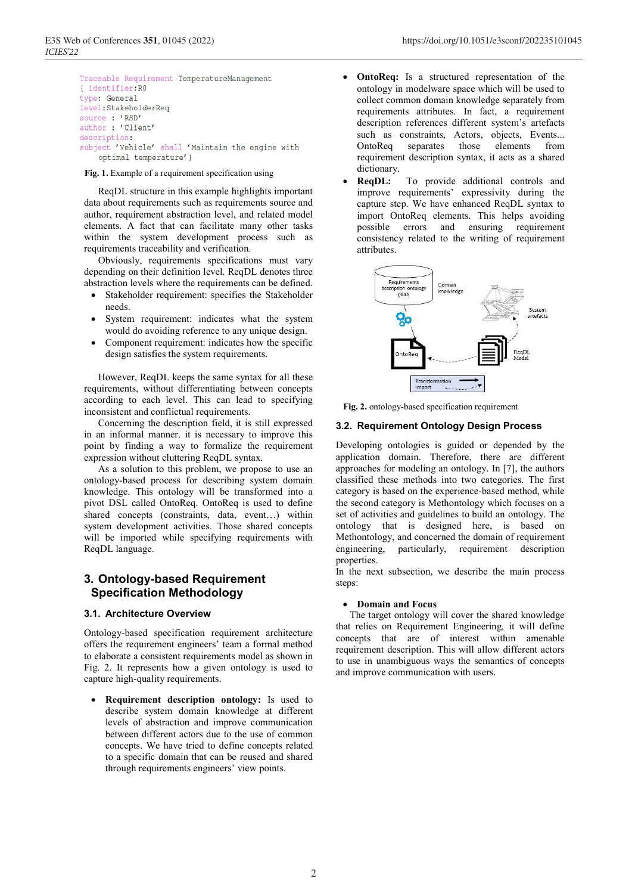```
Traceable Requirement TemperatureManagement
{ identifier:R0
type: General
level:StakeholderReq
source : 'RSD'
author : 'Client'
description:
subject 'Vehicle' shall 'Maintain the engine with
    optimal temperature'}
```

**Fig. 1.** Example of a requirement specification using

ReqDL structure in this example highlights important data about requirements such as requirements source and author, requirement abstraction level, and related model elements. A fact that can facilitate many other tasks within the system development process such as requirements traceability and verification.

Obviously, requirements specifications must vary depending on their definition level. ReqDL denotes three abstraction levels where the requirements can be defined.

- Stakeholder requirement: specifies the Stakeholder needs.
- System requirement: indicates what the system would do avoiding reference to any unique design.
- Component requirement: indicates how the specific design satisfies the system requirements.

However, ReqDL keeps the same syntax for all these requirements, without differentiating between concepts according to each level. This can lead to specifying inconsistent and conflictual requirements.

Concerning the description field, it is still expressed in an informal manner. it is necessary to improve this point by finding a way to formalize the requirement expression without cluttering ReqDL syntax.

As a solution to this problem, we propose to use an ontology-based process for describing system domain knowledge. This ontology will be transformed into a pivot DSL called OntoReq. OntoReq is used to define shared concepts (constraints, data, event…) within system development activities. Those shared concepts will be imported while specifying requirements with ReqDL language.

# 3. Ontology-based Requirement Specification Methodology

## 3.1. Architecture Overview

Ontology-based specification requirement architecture offers the requirement engineers' team a formal method to elaborate a consistent requirements model as shown in Fig. 2. It represents how a given ontology is used to capture high-quality requirements.

- **Requirement description ontology:** Is used to describe system domain knowledge at different levels of abstraction and improve communication between different actors due to the use of common concepts. We have tried to define concepts related to a specific domain that can be reused and shared through requirements engineers' view points.
- **OntoReq:** Is a structured representation of the ontology in modelware space which will be used to collect common domain knowledge separately from requirements attributes. In fact, a requirement description references different system's artefacts such as constraints, Actors, objects, Events... OntoReq separates those elements from requirement description syntax, it acts as a shared dictionary.
- **ReqDL:** To provide additional controls and improve requirements' expressivity during the capture step. We have enhanced ReqDL syntax to import OntoReq elements. This helps avoiding possible errors and ensuring requirement consistency related to the writing of requirement attributes.

**Fig. 2.** ontology-based specification requirement

## 3.2. Requirement Ontology Design Process

Developing ontologies is guided or depended by the application domain. Therefore, there are different approaches for modeling an ontology. In [7], the authors classified these methods into two categories. The first category is based on the experience-based method, while the second category is Methontology which focuses on a set of activities and guidelines to build an ontology. The ontology that is designed here, is based on Methontology, and concerned the domain of requirement engineering, particularly, requirement description properties.

In the next subsection, we describe the main process steps:

- **Domain and Focus**

The target ontology will cover the shared knowledge that relies on Requirement Engineering, it will define concepts that are of interest within amenable requirement description. This will allow different actors to use in unambiguous ways the semantics of concepts and improve communication with users.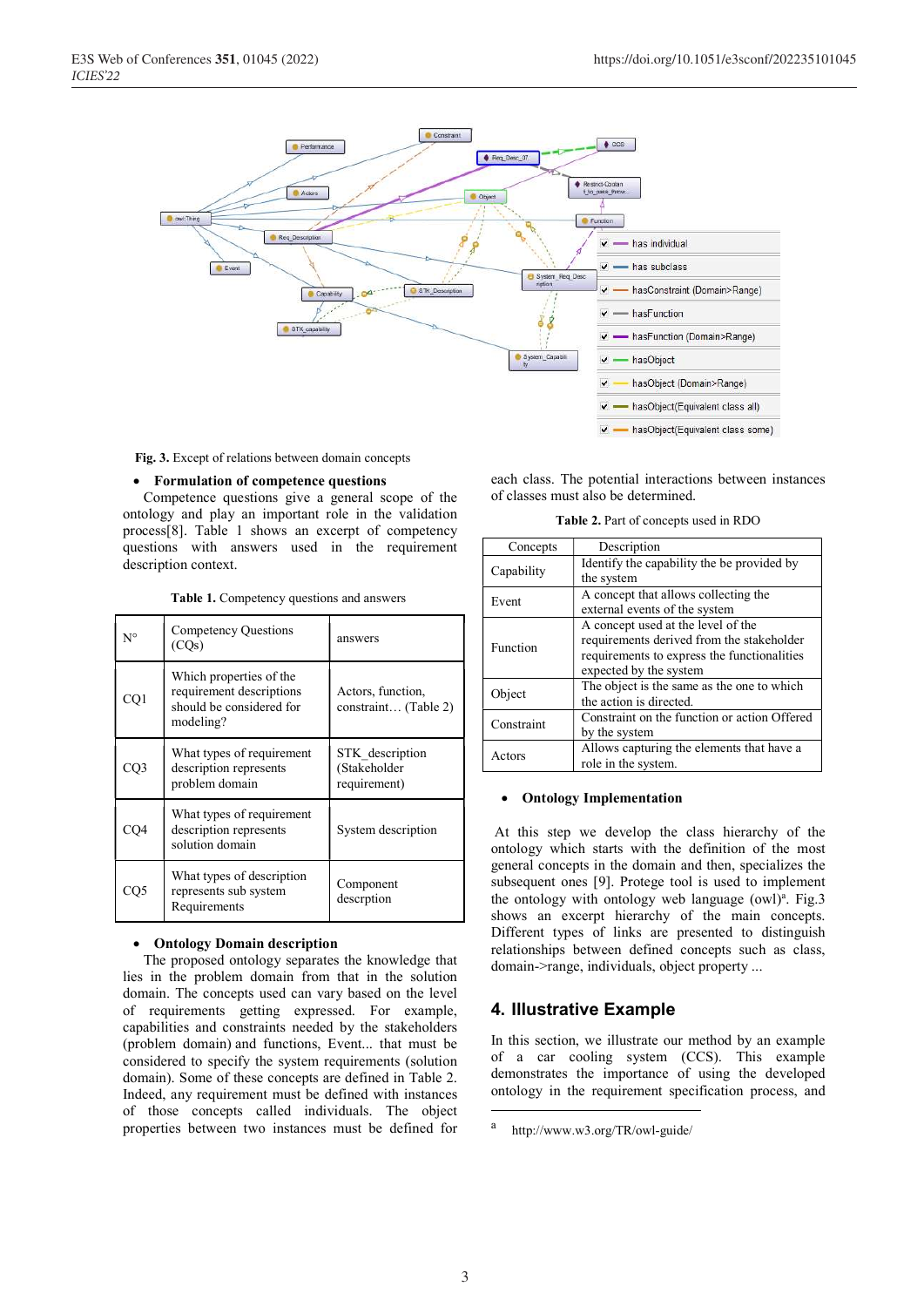Fig. 3. Except of relations between domain concepts

- **Formulation of competence questions**

Competence questions give a general scope of the ontology and play an important role in the validation process[8]. Table 1 shows an excerpt of competency questions with answers used in the requirement description context.

**Table 1.** Competency questions and answers

| N° | Competency Questions (CQs) | answers |
|---|---|---|
| CQ1 | Which properties of the requirement descriptions should be considered for modeling? | Actors, function, constraint… (Table 2) |
| CQ3 | What types of requirement description represents problem domain | STK_description (Stakeholder requirement) |
| CQ4 | What types of requirement description represents solution domain | System description |
| CQ5 | What types of description represents sub system Requirements | Component descrption |

- **Ontology Domain description**

The proposed ontology separates the knowledge that lies in the problem domain from that in the solution domain. The concepts used can vary based on the level of requirements getting expressed. For example, capabilities and constraints needed by the stakeholders (problem domain) and functions, Event... that must be considered to specify the system requirements (solution domain). Some of these concepts are defined in Table 2. Indeed, any requirement must be defined with instances of those concepts called individuals. The object properties between two instances must be defined for each class. The potential interactions between instances of classes must also be determined.

**Table 2.** Part of concepts used in RDO

| Concepts | Description |
|---|---|
| Capability | Identify the capability the be provided by the system |
| Event | A concept that allows collecting the external events of the system |
| Function | A concept used at the level of the requirements derived from the stakeholder requirements to express the functionalities expected by the system |
| Object | The object is the same as the one to which the action is directed. |
| Constraint | Constraint on the function or action Offered by the system |
| Actors | Allows capturing the elements that have a role in the system. |

- **Ontology Implementation**

At this step we develop the class hierarchy of the ontology which starts with the definition of the most general concepts in the domain and then, specializes the subsequent ones [9]. Protege tool is used to implement the ontology with ontology web language (owl)[a]. Fig.3 shows an excerpt hierarchy of the main concepts. Different types of links are presented to distinguish relationships between defined concepts such as class, domain->range, individuals, object property ...

## 4. Illustrative Example

In this section, we illustrate our method by an example of a car cooling system (CCS). This example demonstrates the importance of using the developed ontology in the requirement specification process, and

[a] http://www.w3.org/TR/owl-guide/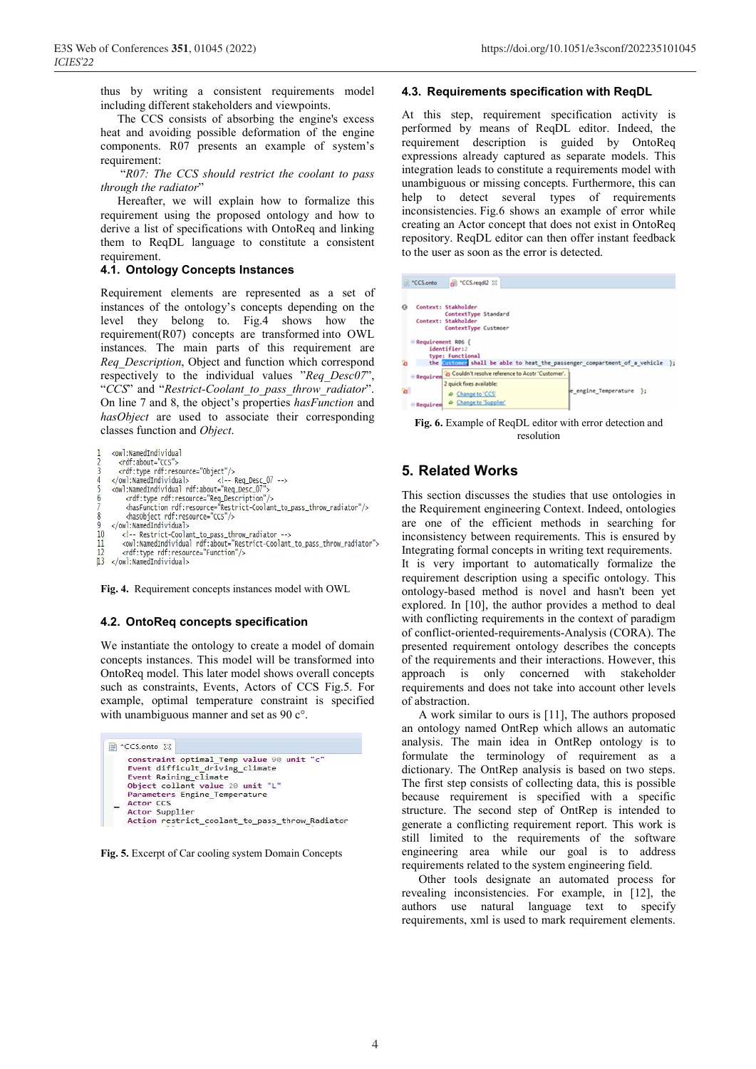thus by writing a consistent requirements model including different stakeholders and viewpoints.

The CCS consists of absorbing the engine's excess heat and avoiding possible deformation of the engine components. R07 presents an example of system's requirement:

"*R07: The CCS should restrict the coolant to pass through the radiator*"

Hereafter, we will explain how to formalize this requirement using the proposed ontology and how to derive a list of specifications with OntoReq and linking them to ReqDL language to constitute a consistent requirement.

### 4.1. Ontology Concepts Instances

Requirement elements are represented as a set of instances of the ontology's concepts depending on the level they belong to. Fig.4 shows how the requirement(R07) concepts are transformed into OWL instances. The main parts of this requirement are *Req_Description*, Object and function which correspond respectively to the individual values "*Req_Desc07*", "*CCS*" and "*Restrict-Coolant_to_pass_throw_radiator*". On line 7 and 8, the object's properties *hasFunction* and *hasObject* are used to associate their corresponding classes function and *Object*.

```
1  <owl:NamedIndividual
2    <rdf:about="CCS">
3    <rdf:type rdf:resource="Object"/>
4  </owl:NamedIndividual>        <!-- Req_Desc_07 -->
5  <owl:NamedIndividual rdf:about="Req_Desc_07">
6      <rdf:type rdf:resource="Req_Description"/>
7      <hasFunction rdf:resource="Restrict-Coolant_to_pass_throw_radiator"/>
8      <hasObject rdf:resource="CCS"/>
9  </owl:NamedIndividual>
10    <!-- Restrict-Coolant_to_pass_throw_radiator -->
11    <owl:NamedIndividual rdf:about="Restrict-Coolant_to_pass_throw_radiator">
12    <rdf:type rdf:resource="Function"/>
13 </owl:NamedIndividual>
```

**Fig. 4.** Requirement concepts instances model with OWL

### 4.2. OntoReq concepts specification

We instantiate the ontology to create a model of domain concepts instances. This model will be transformed into OntoReq model. This later model shows overall concepts such as constraints, Events, Actors of CCS Fig.5. For example, optimal temperature constraint is specified with unambiguous manner and set as 90 c°.

```
*CCS.onto
constraint optimal_Temp value 90 unit "c"
Event difficult_driving_climate
Event Raining_climate
Object collant value 20 unit "L"
Parameters Engine_Temperature
Actor CCS
Actor Supplier
Action restrict_coolant_to_pass_throw_Radiator
```

**Fig. 5.** Excerpt of Car cooling system Domain Concepts

### 4.3. Requirements specification with ReqDL

At this step, requirement specification activity is performed by means of ReqDL editor. Indeed, the requirement description is guided by OntoReq expressions already captured as separate models. This integration leads to constitute a requirements model with unambiguous or missing concepts. Furthermore, this can help to detect several types of requirements inconsistencies. Fig.6 shows an example of error while creating an Actor concept that does not exist in OntoReq repository. ReqDL editor can then offer instant feedback to the user as soon as the error is detected.

```
Context: Stakholder
    ContextType Standard
Context: Stakholder
    ContextType Custmoer

Requirement R06 {
    identifier:2
    type: Functional
    the Customer shall be able to heat_the_passenger_compartment_of_a_vehicle };
      Couldn't resolve reference to Acotr 'Customer'.
      2 quick fixes available:
        Change to 'CCS'
        Change to 'Supplier'
    ...e_engine_Temperature };
```

**Fig. 6.** Example of ReqDL editor with error detection and resolution

## 5. Related Works

This section discusses the studies that use ontologies in the Requirement engineering Context. Indeed, ontologies are one of the efficient methods in searching for inconsistency between requirements. This is ensured by Integrating formal concepts in writing text requirements. It is very important to automatically formalize the requirement description using a specific ontology. This ontology-based method is novel and hasn't been yet explored. In [10], the author provides a method to deal with conflicting requirements in the context of paradigm of conflict-oriented-requirements-Analysis (CORA). The presented requirement ontology describes the concepts of the requirements and their interactions. However, this approach is only concerned with stakeholder requirements and does not take into account other levels of abstraction.

A work similar to ours is [11], The authors proposed an ontology named OntRep which allows an automatic analysis. The main idea in OntRep ontology is to formulate the terminology of requirement as a dictionary. The OntRep analysis is based on two steps. The first step consists of collecting data, this is possible because requirement is specified with a specific structure. The second step of OntRep is intended to generate a conflicting requirement report. This work is still limited to the requirements of the software engineering area while our goal is to address requirements related to the system engineering field.

Other tools designate an automated process for revealing inconsistencies. For example, in [12], the authors use natural language text to specify requirements, xml is used to mark requirement elements.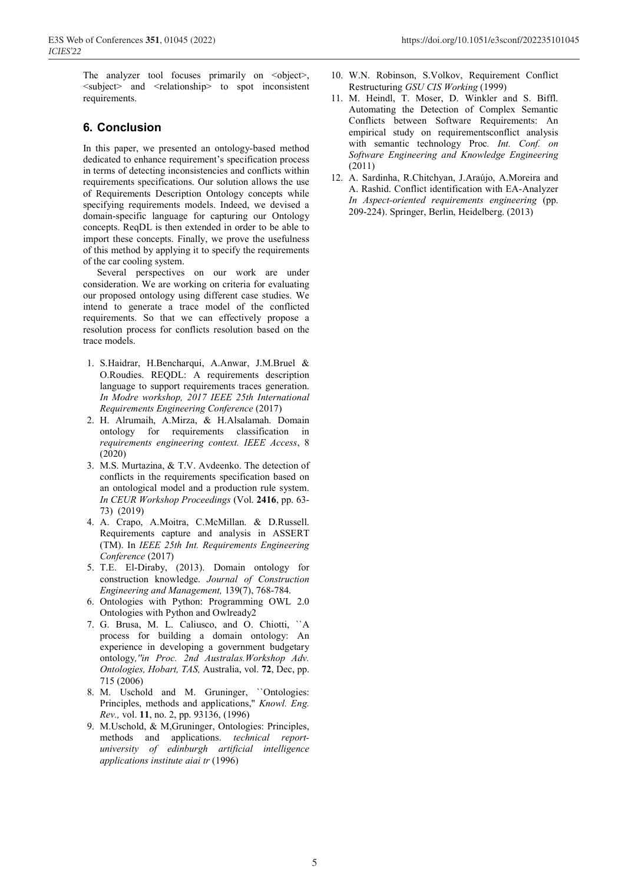The analyzer tool focuses primarily on <object>, <subject> and <relationship> to spot inconsistent requirements.

## 6. Conclusion

In this paper, we presented an ontology-based method dedicated to enhance requirement's specification process in terms of detecting inconsistencies and conflicts within requirements specifications. Our solution allows the use of Requirements Description Ontology concepts while specifying requirements models. Indeed, we devised a domain-specific language for capturing our Ontology concepts. ReqDL is then extended in order to be able to import these concepts. Finally, we prove the usefulness of this method by applying it to specify the requirements of the car cooling system.

Several perspectives on our work are under consideration. We are working on criteria for evaluating our proposed ontology using different case studies. We intend to generate a trace model of the conflicted requirements. So that we can effectively propose a resolution process for conflicts resolution based on the trace models.

1. S.Haidrar, H.Bencharqui, A.Anwar, J.M.Bruel & O.Roudies. REQDL: A requirements description language to support requirements traces generation. *In Modre workshop, 2017 IEEE 25th International Requirements Engineering Conference* (2017)
2. H. Alrumaih, A.Mirza, & H.Alsalamah. Domain ontology for requirements classification in *requirements engineering context. IEEE Access*, 8 (2020)
3. M.S. Murtazina, & T.V. Avdeenko. The detection of conflicts in the requirements specification based on an ontological model and a production rule system. *In CEUR Workshop Proceedings* (Vol. **2416**, pp. 63-73) (2019)
4. A. Crapo, A.Moitra, C.McMillan. & D.Russell. Requirements capture and analysis in ASSERT (TM). In *IEEE 25th Int. Requirements Engineering Conference* (2017)
5. T.E. El-Diraby, (2013). Domain ontology for construction knowledge. *Journal of Construction Engineering and Management,* 139(7), 768-784.
6. Ontologies with Python: Programming OWL 2.0 Ontologies with Python and Owlready2
7. G. Brusa, M. L. Caliusco, and O. Chiotti, ``A process for building a domain ontology: An experience in developing a government budgetary ontology,*''in Proc. 2nd Australas.Workshop Adv. Ontologies, Hobart, TAS,* Australia, vol. **72**, Dec, pp. 715 (2006)
8. M. Uschold and M. Gruninger, ``Ontologies: Principles, methods and applications,'' *Knowl. Eng. Rev.,* vol. **11**, no. 2, pp. 93136, (1996)
9. M.Uschold, & M,Gruninger, Ontologies: Principles, methods and applications. *technical report-university of edinburgh artificial intelligence applications institute aiai tr* (1996)
10. W.N. Robinson, S.Volkov, Requirement Conflict Restructuring *GSU CIS Working* (1999)
11. M. Heindl, T. Moser, D. Winkler and S. Biffl. Automating the Detection of Complex Semantic Conflicts between Software Requirements: An empirical study on requirementsconflict analysis with semantic technology Proc*. Int. Conf. on Software Engineering and Knowledge Engineering* (2011)
12. A. Sardinha, R.Chitchyan, J.Araújo, A.Moreira and A. Rashid. Conflict identification with EA-Analyzer *In Aspect-oriented requirements engineering* (pp. 209-224). Springer, Berlin, Heidelberg. (2013)